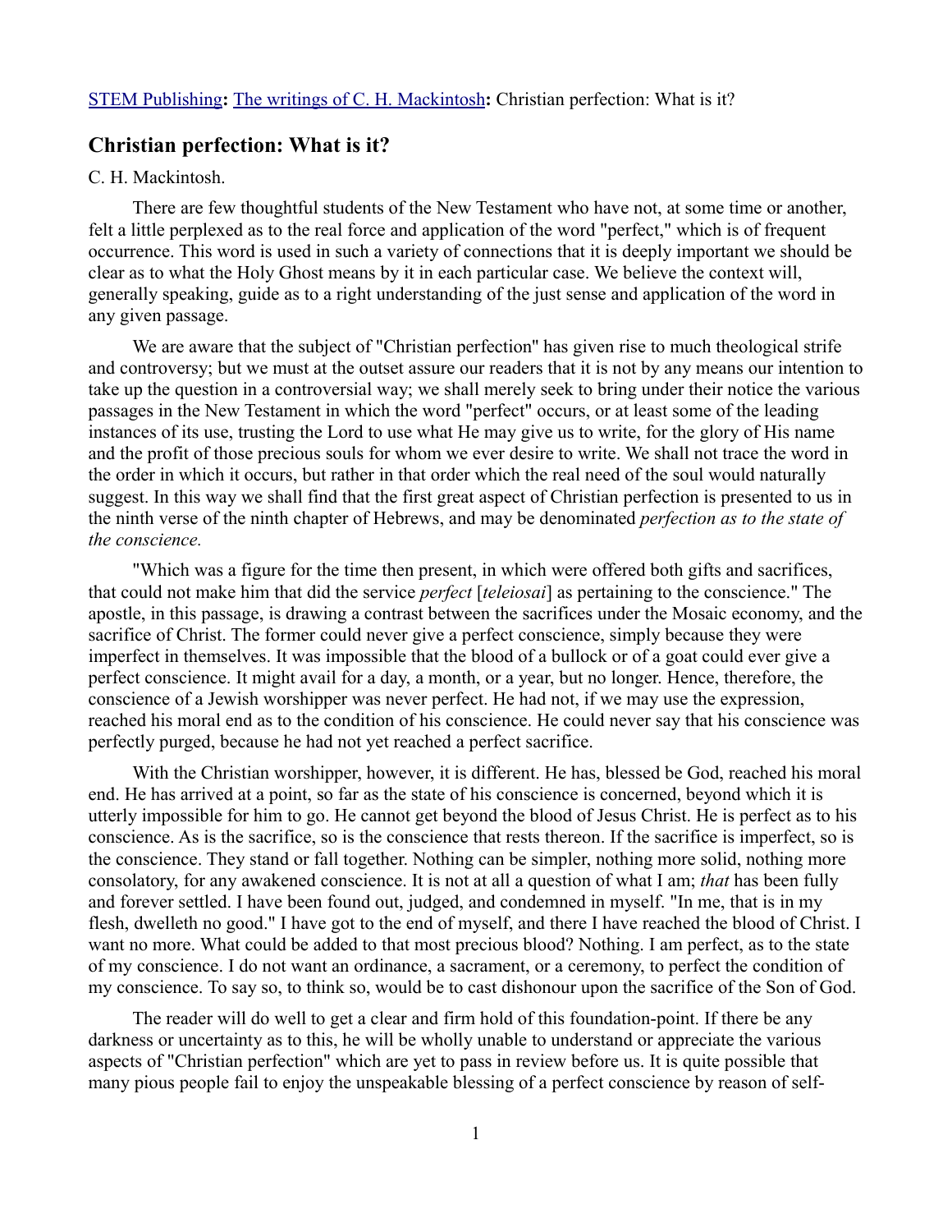STEM Publishing**:** The writings of C. H. Mackintosh**:** Christian perfection: What is it?

## Christian perfection: What is it?

C. H. Mackintosh.

There are few thoughtful students of the New Testament who have not, at some time or another, felt a little perplexed as to the real force and application of the word "perfect," which is of frequent occurrence. This word is used in such a variety of connections that it is deeply important we should be clear as to what the Holy Ghost means by it in each particular case. We believe the context will, generally speaking, guide as to a right understanding of the just sense and application of the word in any given passage.

We are aware that the subject of "Christian perfection" has given rise to much theological strife and controversy; but we must at the outset assure our readers that it is not by any means our intention to take up the question in a controversial way; we shall merely seek to bring under their notice the various passages in the New Testament in which the word "perfect" occurs, or at least some of the leading instances of its use, trusting the Lord to use what He may give us to write, for the glory of His name and the profit of those precious souls for whom we ever desire to write. We shall not trace the word in the order in which it occurs, but rather in that order which the real need of the soul would naturally suggest. In this way we shall find that the first great aspect of Christian perfection is presented to us in the ninth verse of the ninth chapter of Hebrews, and may be denominated *perfection as to the state of the conscience.*

"Which was a figure for the time then present, in which were offered both gifts and sacrifices, that could not make him that did the service *perfect* [*teleiosai*] as pertaining to the conscience." The apostle, in this passage, is drawing a contrast between the sacrifices under the Mosaic economy, and the sacrifice of Christ. The former could never give a perfect conscience, simply because they were imperfect in themselves. It was impossible that the blood of a bullock or of a goat could ever give a perfect conscience. It might avail for a day, a month, or a year, but no longer. Hence, therefore, the conscience of a Jewish worshipper was never perfect. He had not, if we may use the expression, reached his moral end as to the condition of his conscience. He could never say that his conscience was perfectly purged, because he had not yet reached a perfect sacrifice.

With the Christian worshipper, however, it is different. He has, blessed be God, reached his moral end. He has arrived at a point, so far as the state of his conscience is concerned, beyond which it is utterly impossible for him to go. He cannot get beyond the blood of Jesus Christ. He is perfect as to his conscience. As is the sacrifice, so is the conscience that rests thereon. If the sacrifice is imperfect, so is the conscience. They stand or fall together. Nothing can be simpler, nothing more solid, nothing more consolatory, for any awakened conscience. It is not at all a question of what I am; *that* has been fully and forever settled. I have been found out, judged, and condemned in myself. "In me, that is in my flesh, dwelleth no good." I have got to the end of myself, and there I have reached the blood of Christ. I want no more. What could be added to that most precious blood? Nothing. I am perfect, as to the state of my conscience. I do not want an ordinance, a sacrament, or a ceremony, to perfect the condition of my conscience. To say so, to think so, would be to cast dishonour upon the sacrifice of the Son of God.

The reader will do well to get a clear and firm hold of this foundation-point. If there be any darkness or uncertainty as to this, he will be wholly unable to understand or appreciate the various aspects of "Christian perfection" which are yet to pass in review before us. It is quite possible that many pious people fail to enjoy the unspeakable blessing of a perfect conscience by reason of self-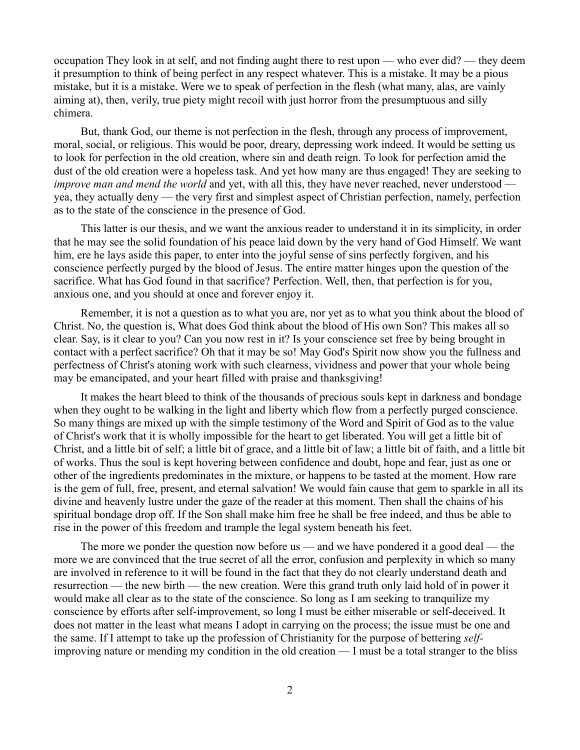occupation They look in at self, and not finding aught there to rest upon — who ever did? — they deem it presumption to think of being perfect in any respect whatever. This is a mistake. It may be a pious mistake, but it is a mistake. Were we to speak of perfection in the flesh (what many, alas, are vainly aiming at), then, verily, true piety might recoil with just horror from the presumptuous and silly chimera.

But, thank God, our theme is not perfection in the flesh, through any process of improvement, moral, social, or religious. This would be poor, dreary, depressing work indeed. It would be setting us to look for perfection in the old creation, where sin and death reign. To look for perfection amid the dust of the old creation were a hopeless task. And yet how many are thus engaged! They are seeking to *improve man and mend the world* and yet, with all this, they have never reached, never understood — yea, they actually deny — the very first and simplest aspect of Christian perfection, namely, perfection as to the state of the conscience in the presence of God.

This latter is our thesis, and we want the anxious reader to understand it in its simplicity, in order that he may see the solid foundation of his peace laid down by the very hand of God Himself. We want him, ere he lays aside this paper, to enter into the joyful sense of sins perfectly forgiven, and his conscience perfectly purged by the blood of Jesus. The entire matter hinges upon the question of the sacrifice. What has God found in that sacrifice? Perfection. Well, then, that perfection is for you, anxious one, and you should at once and forever enjoy it.

Remember, it is not a question as to what you are, nor yet as to what you think about the blood of Christ. No, the question is, What does God think about the blood of His own Son? This makes all so clear. Say, is it clear to you? Can you now rest in it? Is your conscience set free by being brought in contact with a perfect sacrifice? Oh that it may be so! May God's Spirit now show you the fullness and perfectness of Christ's atoning work with such clearness, vividness and power that your whole being may be emancipated, and your heart filled with praise and thanksgiving!

It makes the heart bleed to think of the thousands of precious souls kept in darkness and bondage when they ought to be walking in the light and liberty which flow from a perfectly purged conscience. So many things are mixed up with the simple testimony of the Word and Spirit of God as to the value of Christ's work that it is wholly impossible for the heart to get liberated. You will get a little bit of Christ, and a little bit of self; a little bit of grace, and a little bit of law; a little bit of faith, and a little bit of works. Thus the soul is kept hovering between confidence and doubt, hope and fear, just as one or other of the ingredients predominates in the mixture, or happens to be tasted at the moment. How rare is the gem of full, free, present, and eternal salvation! We would fain cause that gem to sparkle in all its divine and heavenly lustre under the gaze of the reader at this moment. Then shall the chains of his spiritual bondage drop off. If the Son shall make him free he shall be free indeed, and thus be able to rise in the power of this freedom and trample the legal system beneath his feet.

The more we ponder the question now before us — and we have pondered it a good deal — the more we are convinced that the true secret of all the error, confusion and perplexity in which so many are involved in reference to it will be found in the fact that they do not clearly understand death and resurrection — the new birth — the new creation. Were this grand truth only laid hold of in power it would make all clear as to the state of the conscience. So long as I am seeking to tranquilize my conscience by efforts after self-improvement, so long I must be either miserable or self-deceived. It does not matter in the least what means I adopt in carrying on the process; the issue must be one and the same. If I attempt to take up the profession of Christianity for the purpose of bettering *self*-improving nature or mending my condition in the old creation — I must be a total stranger to the bliss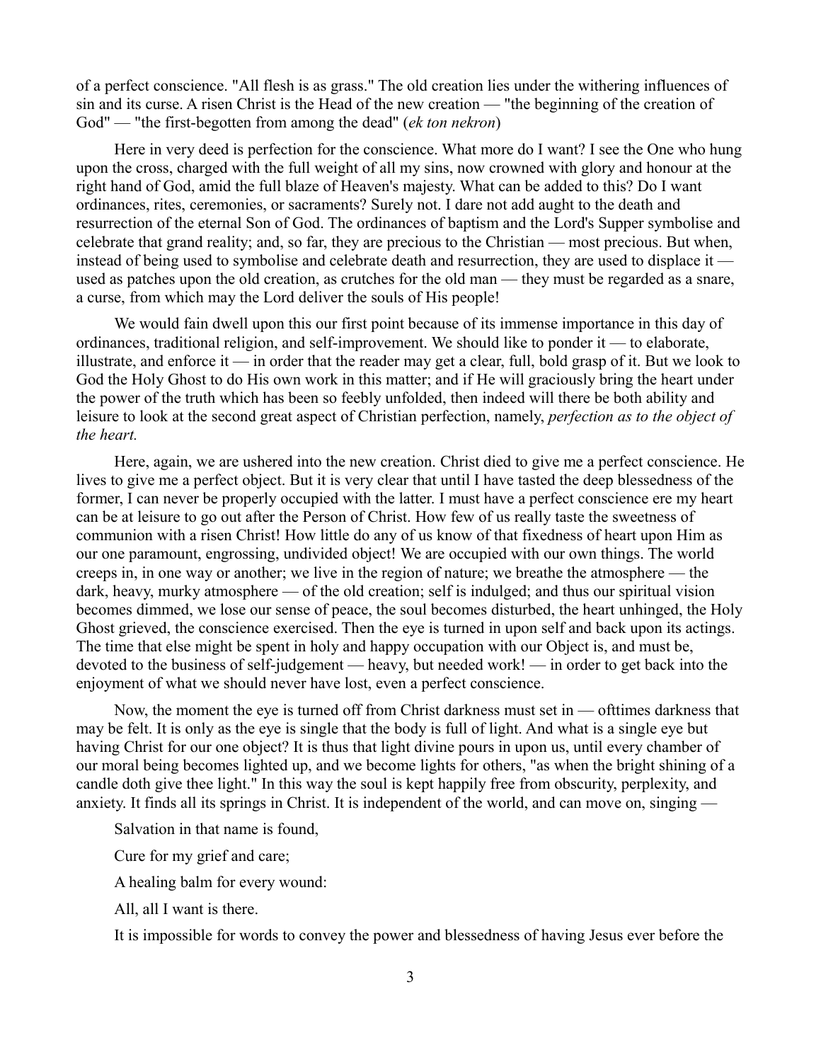of a perfect conscience. "All flesh is as grass." The old creation lies under the withering influences of sin and its curse. A risen Christ is the Head of the new creation — "the beginning of the creation of God" — "the first-begotten from among the dead" (*ek ton nekron*)

Here in very deed is perfection for the conscience. What more do I want? I see the One who hung upon the cross, charged with the full weight of all my sins, now crowned with glory and honour at the right hand of God, amid the full blaze of Heaven's majesty. What can be added to this? Do I want ordinances, rites, ceremonies, or sacraments? Surely not. I dare not add aught to the death and resurrection of the eternal Son of God. The ordinances of baptism and the Lord's Supper symbolise and celebrate that grand reality; and, so far, they are precious to the Christian — most precious. But when, instead of being used to symbolise and celebrate death and resurrection, they are used to displace it — used as patches upon the old creation, as crutches for the old man — they must be regarded as a snare, a curse, from which may the Lord deliver the souls of His people!

We would fain dwell upon this our first point because of its immense importance in this day of ordinances, traditional religion, and self-improvement. We should like to ponder it — to elaborate, illustrate, and enforce it — in order that the reader may get a clear, full, bold grasp of it. But we look to God the Holy Ghost to do His own work in this matter; and if He will graciously bring the heart under the power of the truth which has been so feebly unfolded, then indeed will there be both ability and leisure to look at the second great aspect of Christian perfection, namely, *perfection as to the object of the heart.*

Here, again, we are ushered into the new creation. Christ died to give me a perfect conscience. He lives to give me a perfect object. But it is very clear that until I have tasted the deep blessedness of the former, I can never be properly occupied with the latter. I must have a perfect conscience ere my heart can be at leisure to go out after the Person of Christ. How few of us really taste the sweetness of communion with a risen Christ! How little do any of us know of that fixedness of heart upon Him as our one paramount, engrossing, undivided object! We are occupied with our own things. The world creeps in, in one way or another; we live in the region of nature; we breathe the atmosphere — the dark, heavy, murky atmosphere — of the old creation; self is indulged; and thus our spiritual vision becomes dimmed, we lose our sense of peace, the soul becomes disturbed, the heart unhinged, the Holy Ghost grieved, the conscience exercised. Then the eye is turned in upon self and back upon its actings. The time that else might be spent in holy and happy occupation with our Object is, and must be, devoted to the business of self-judgement — heavy, but needed work! — in order to get back into the enjoyment of what we should never have lost, even a perfect conscience.

Now, the moment the eye is turned off from Christ darkness must set in — ofttimes darkness that may be felt. It is only as the eye is single that the body is full of light. And what is a single eye but having Christ for our one object? It is thus that light divine pours in upon us, until every chamber of our moral being becomes lighted up, and we become lights for others, "as when the bright shining of a candle doth give thee light." In this way the soul is kept happily free from obscurity, perplexity, and anxiety. It finds all its springs in Christ. It is independent of the world, and can move on, singing —

Salvation in that name is found,

Cure for my grief and care;

A healing balm for every wound:

All, all I want is there.

It is impossible for words to convey the power and blessedness of having Jesus ever before the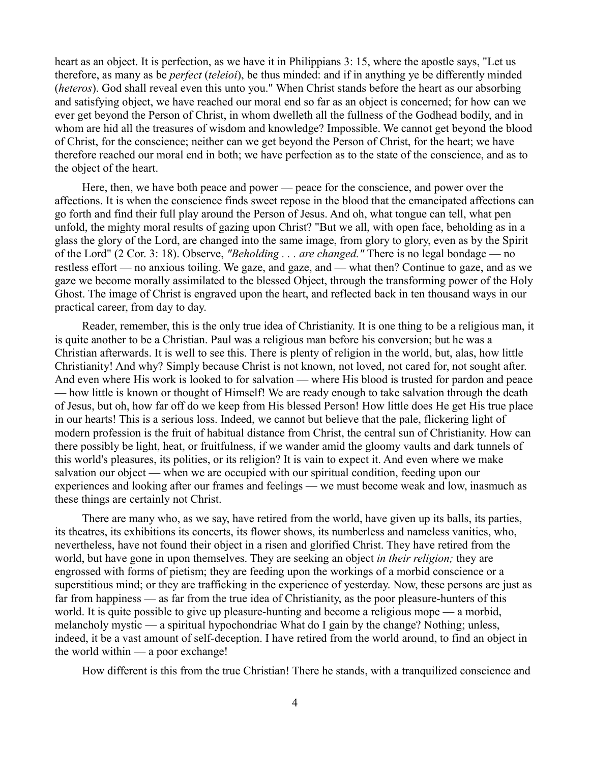heart as an object. It is perfection, as we have it in Philippians 3: 15, where the apostle says, "Let us therefore, as many as be *perfect* (*teleioi*), be thus minded: and if in anything ye be differently minded (*heteros*). God shall reveal even this unto you." When Christ stands before the heart as our absorbing and satisfying object, we have reached our moral end so far as an object is concerned; for how can we ever get beyond the Person of Christ, in whom dwelleth all the fullness of the Godhead bodily, and in whom are hid all the treasures of wisdom and knowledge? Impossible. We cannot get beyond the blood of Christ, for the conscience; neither can we get beyond the Person of Christ, for the heart; we have therefore reached our moral end in both; we have perfection as to the state of the conscience, and as to the object of the heart.

Here, then, we have both peace and power — peace for the conscience, and power over the affections. It is when the conscience finds sweet repose in the blood that the emancipated affections can go forth and find their full play around the Person of Jesus. And oh, what tongue can tell, what pen unfold, the mighty moral results of gazing upon Christ? "But we all, with open face, beholding as in a glass the glory of the Lord, are changed into the same image, from glory to glory, even as by the Spirit of the Lord" (2 Cor. 3: 18). Observe, *"Beholding . . . are changed."* There is no legal bondage — no restless effort — no anxious toiling. We gaze, and gaze, and — what then? Continue to gaze, and as we gaze we become morally assimilated to the blessed Object, through the transforming power of the Holy Ghost. The image of Christ is engraved upon the heart, and reflected back in ten thousand ways in our practical career, from day to day.

Reader, remember, this is the only true idea of Christianity. It is one thing to be a religious man, it is quite another to be a Christian. Paul was a religious man before his conversion; but he was a Christian afterwards. It is well to see this. There is plenty of religion in the world, but, alas, how little Christianity! And why? Simply because Christ is not known, not loved, not cared for, not sought after. And even where His work is looked to for salvation — where His blood is trusted for pardon and peace — how little is known or thought of Himself! We are ready enough to take salvation through the death of Jesus, but oh, how far off do we keep from His blessed Person! How little does He get His true place in our hearts! This is a serious loss. Indeed, we cannot but believe that the pale, flickering light of modern profession is the fruit of habitual distance from Christ, the central sun of Christianity. How can there possibly be light, heat, or fruitfulness, if we wander amid the gloomy vaults and dark tunnels of this world's pleasures, its polities, or its religion? It is vain to expect it. And even where we make salvation our object — when we are occupied with our spiritual condition, feeding upon our experiences and looking after our frames and feelings — we must become weak and low, inasmuch as these things are certainly not Christ.

There are many who, as we say, have retired from the world, have given up its balls, its parties, its theatres, its exhibitions its concerts, its flower shows, its numberless and nameless vanities, who, nevertheless, have not found their object in a risen and glorified Christ. They have retired from the world, but have gone in upon themselves. They are seeking an object *in their religion;* they are engrossed with forms of pietism; they are feeding upon the workings of a morbid conscience or a superstitious mind; or they are trafficking in the experience of yesterday. Now, these persons are just as far from happiness — as far from the true idea of Christianity, as the poor pleasure-hunters of this world. It is quite possible to give up pleasure-hunting and become a religious mope — a morbid, melancholy mystic — a spiritual hypochondriac What do I gain by the change? Nothing; unless, indeed, it be a vast amount of self-deception. I have retired from the world around, to find an object in the world within — a poor exchange!

How different is this from the true Christian! There he stands, with a tranquilized conscience and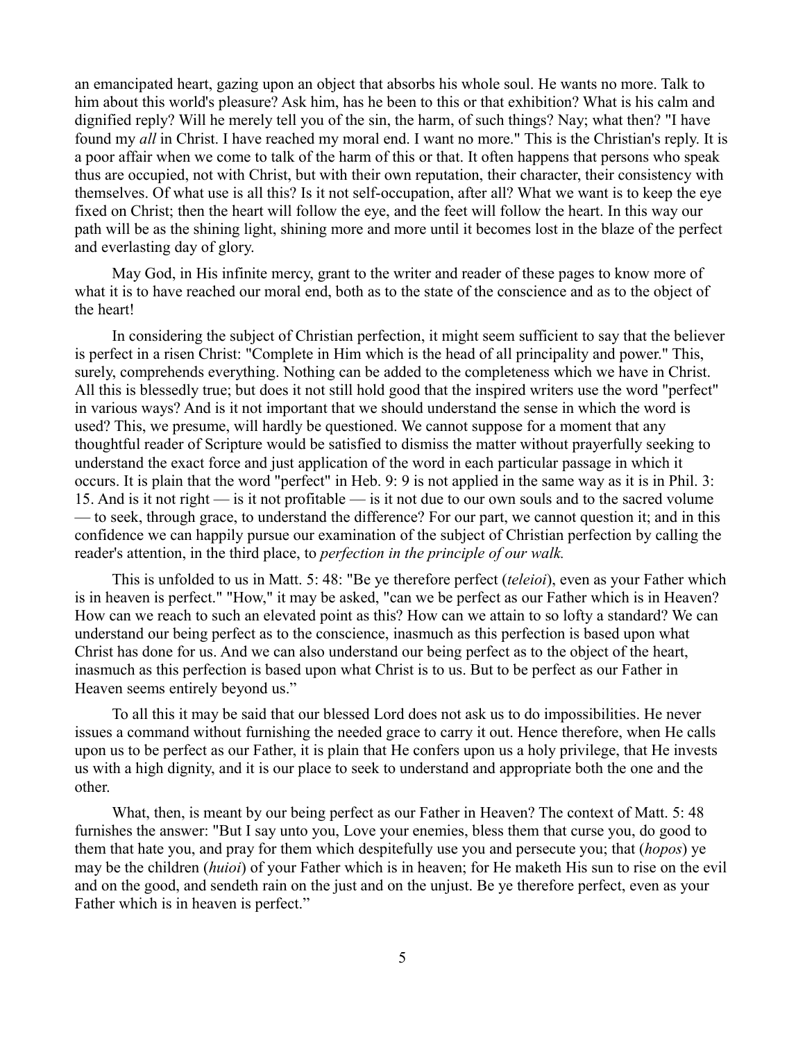an emancipated heart, gazing upon an object that absorbs his whole soul. He wants no more. Talk to him about this world's pleasure? Ask him, has he been to this or that exhibition? What is his calm and dignified reply? Will he merely tell you of the sin, the harm, of such things? Nay; what then? "I have found my *all* in Christ. I have reached my moral end. I want no more." This is the Christian's reply. It is a poor affair when we come to talk of the harm of this or that. It often happens that persons who speak thus are occupied, not with Christ, but with their own reputation, their character, their consistency with themselves. Of what use is all this? Is it not self-occupation, after all? What we want is to keep the eye fixed on Christ; then the heart will follow the eye, and the feet will follow the heart. In this way our path will be as the shining light, shining more and more until it becomes lost in the blaze of the perfect and everlasting day of glory.

May God, in His infinite mercy, grant to the writer and reader of these pages to know more of what it is to have reached our moral end, both as to the state of the conscience and as to the object of the heart!

In considering the subject of Christian perfection, it might seem sufficient to say that the believer is perfect in a risen Christ: "Complete in Him which is the head of all principality and power." This, surely, comprehends everything. Nothing can be added to the completeness which we have in Christ. All this is blessedly true; but does it not still hold good that the inspired writers use the word "perfect" in various ways? And is it not important that we should understand the sense in which the word is used? This, we presume, will hardly be questioned. We cannot suppose for a moment that any thoughtful reader of Scripture would be satisfied to dismiss the matter without prayerfully seeking to understand the exact force and just application of the word in each particular passage in which it occurs. It is plain that the word "perfect" in Heb. 9: 9 is not applied in the same way as it is in Phil. 3: 15. And is it not right — is it not profitable — is it not due to our own souls and to the sacred volume — to seek, through grace, to understand the difference? For our part, we cannot question it; and in this confidence we can happily pursue our examination of the subject of Christian perfection by calling the reader's attention, in the third place, to *perfection in the principle of our walk.*

This is unfolded to us in Matt. 5: 48: "Be ye therefore perfect (*teleioi*), even as your Father which is in heaven is perfect." "How," it may be asked, "can we be perfect as our Father which is in Heaven? How can we reach to such an elevated point as this? How can we attain to so lofty a standard? We can understand our being perfect as to the conscience, inasmuch as this perfection is based upon what Christ has done for us. And we can also understand our being perfect as to the object of the heart, inasmuch as this perfection is based upon what Christ is to us. But to be perfect as our Father in Heaven seems entirely beyond us."

To all this it may be said that our blessed Lord does not ask us to do impossibilities. He never issues a command without furnishing the needed grace to carry it out. Hence therefore, when He calls upon us to be perfect as our Father, it is plain that He confers upon us a holy privilege, that He invests us with a high dignity, and it is our place to seek to understand and appropriate both the one and the other.

What, then, is meant by our being perfect as our Father in Heaven? The context of Matt. 5: 48 furnishes the answer: "But I say unto you, Love your enemies, bless them that curse you, do good to them that hate you, and pray for them which despitefully use you and persecute you; that (*hopos*) ye may be the children (*huioi*) of your Father which is in heaven; for He maketh His sun to rise on the evil and on the good, and sendeth rain on the just and on the unjust. Be ye therefore perfect, even as your Father which is in heaven is perfect."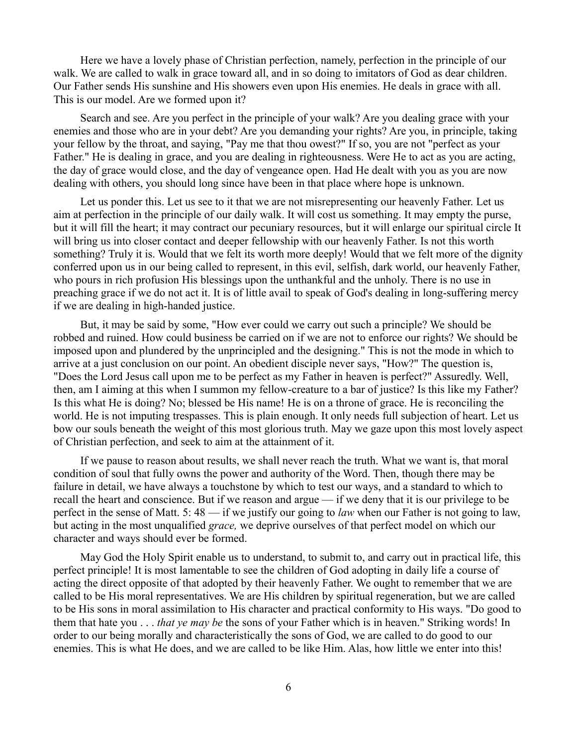Here we have a lovely phase of Christian perfection, namely, perfection in the principle of our walk. We are called to walk in grace toward all, and in so doing to imitators of God as dear children. Our Father sends His sunshine and His showers even upon His enemies. He deals in grace with all. This is our model. Are we formed upon it?

Search and see. Are you perfect in the principle of your walk? Are you dealing grace with your enemies and those who are in your debt? Are you demanding your rights? Are you, in principle, taking your fellow by the throat, and saying, "Pay me that thou owest?" If so, you are not "perfect as your Father." He is dealing in grace, and you are dealing in righteousness. Were He to act as you are acting, the day of grace would close, and the day of vengeance open. Had He dealt with you as you are now dealing with others, you should long since have been in that place where hope is unknown.

Let us ponder this. Let us see to it that we are not misrepresenting our heavenly Father. Let us aim at perfection in the principle of our daily walk. It will cost us something. It may empty the purse, but it will fill the heart; it may contract our pecuniary resources, but it will enlarge our spiritual circle It will bring us into closer contact and deeper fellowship with our heavenly Father. Is not this worth something? Truly it is. Would that we felt its worth more deeply! Would that we felt more of the dignity conferred upon us in our being called to represent, in this evil, selfish, dark world, our heavenly Father, who pours in rich profusion His blessings upon the unthankful and the unholy. There is no use in preaching grace if we do not act it. It is of little avail to speak of God's dealing in long-suffering mercy if we are dealing in high-handed justice.

But, it may be said by some, "How ever could we carry out such a principle? We should be robbed and ruined. How could business be carried on if we are not to enforce our rights? We should be imposed upon and plundered by the unprincipled and the designing." This is not the mode in which to arrive at a just conclusion on our point. An obedient disciple never says, "How?" The question is, "Does the Lord Jesus call upon me to be perfect as my Father in heaven is perfect?" Assuredly. Well, then, am I aiming at this when I summon my fellow-creature to a bar of justice? Is this like my Father? Is this what He is doing? No; blessed be His name! He is on a throne of grace. He is reconciling the world. He is not imputing trespasses. This is plain enough. It only needs full subjection of heart. Let us bow our souls beneath the weight of this most glorious truth. May we gaze upon this most lovely aspect of Christian perfection, and seek to aim at the attainment of it.

If we pause to reason about results, we shall never reach the truth. What we want is, that moral condition of soul that fully owns the power and authority of the Word. Then, though there may be failure in detail, we have always a touchstone by which to test our ways, and a standard to which to recall the heart and conscience. But if we reason and argue — if we deny that it is our privilege to be perfect in the sense of Matt. 5: 48 — if we justify our going to *law* when our Father is not going to law, but acting in the most unqualified *grace,* we deprive ourselves of that perfect model on which our character and ways should ever be formed.

May God the Holy Spirit enable us to understand, to submit to, and carry out in practical life, this perfect principle! It is most lamentable to see the children of God adopting in daily life a course of acting the direct opposite of that adopted by their heavenly Father. We ought to remember that we are called to be His moral representatives. We are His children by spiritual regeneration, but we are called to be His sons in moral assimilation to His character and practical conformity to His ways. "Do good to them that hate you . . . *that ye may be* the sons of your Father which is in heaven." Striking words! In order to our being morally and characteristically the sons of God, we are called to do good to our enemies. This is what He does, and we are called to be like Him. Alas, how little we enter into this!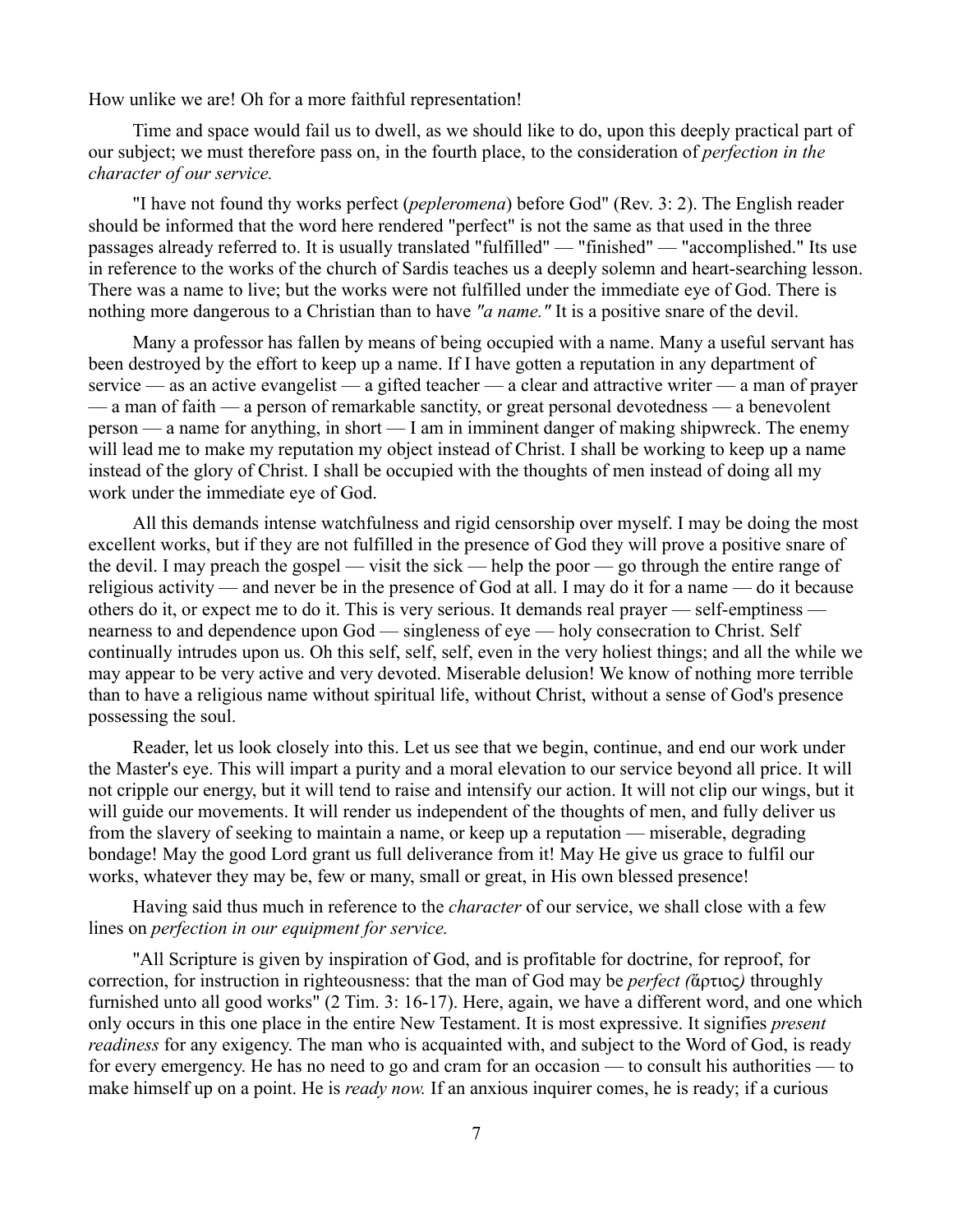How unlike we are! Oh for a more faithful representation!

Time and space would fail us to dwell, as we should like to do, upon this deeply practical part of our subject; we must therefore pass on, in the fourth place, to the consideration of *perfection in the character of our service.*

"I have not found thy works perfect (*pepleromena*) before God" (Rev. 3: 2). The English reader should be informed that the word here rendered "perfect" is not the same as that used in the three passages already referred to. It is usually translated "fulfilled" — "finished" — "accomplished." Its use in reference to the works of the church of Sardis teaches us a deeply solemn and heart-searching lesson. There was a name to live; but the works were not fulfilled under the immediate eye of God. There is nothing more dangerous to a Christian than to have *"a name."* It is a positive snare of the devil.

Many a professor has fallen by means of being occupied with a name. Many a useful servant has been destroyed by the effort to keep up a name. If I have gotten a reputation in any department of service — as an active evangelist — a gifted teacher — a clear and attractive writer — a man of prayer — a man of faith — a person of remarkable sanctity, or great personal devotedness — a benevolent person — a name for anything, in short — I am in imminent danger of making shipwreck. The enemy will lead me to make my reputation my object instead of Christ. I shall be working to keep up a name instead of the glory of Christ. I shall be occupied with the thoughts of men instead of doing all my work under the immediate eye of God.

All this demands intense watchfulness and rigid censorship over myself. I may be doing the most excellent works, but if they are not fulfilled in the presence of God they will prove a positive snare of the devil. I may preach the gospel — visit the sick — help the poor — go through the entire range of religious activity — and never be in the presence of God at all. I may do it for a name — do it because others do it, or expect me to do it. This is very serious. It demands real prayer — self-emptiness — nearness to and dependence upon God — singleness of eye — holy consecration to Christ. Self continually intrudes upon us. Oh this self, self, self, even in the very holiest things; and all the while we may appear to be very active and very devoted. Miserable delusion! We know of nothing more terrible than to have a religious name without spiritual life, without Christ, without a sense of God's presence possessing the soul.

Reader, let us look closely into this. Let us see that we begin, continue, and end our work under the Master's eye. This will impart a purity and a moral elevation to our service beyond all price. It will not cripple our energy, but it will tend to raise and intensify our action. It will not clip our wings, but it will guide our movements. It will render us independent of the thoughts of men, and fully deliver us from the slavery of seeking to maintain a name, or keep up a reputation — miserable, degrading bondage! May the good Lord grant us full deliverance from it! May He give us grace to fulfil our works, whatever they may be, few or many, small or great, in His own blessed presence!

Having said thus much in reference to the *character* of our service, we shall close with a few lines on *perfection in our equipment for service.*

"All Scripture is given by inspiration of God, and is profitable for doctrine, for reproof, for correction, for instruction in righteousness: that the man of God may be *perfect (*ἄρτιος*)* throughly furnished unto all good works" (2 Tim. 3: 16-17). Here, again, we have a different word, and one which only occurs in this one place in the entire New Testament. It is most expressive. It signifies *present readiness* for any exigency. The man who is acquainted with, and subject to the Word of God, is ready for every emergency. He has no need to go and cram for an occasion — to consult his authorities — to make himself up on a point. He is *ready now.* If an anxious inquirer comes, he is ready; if a curious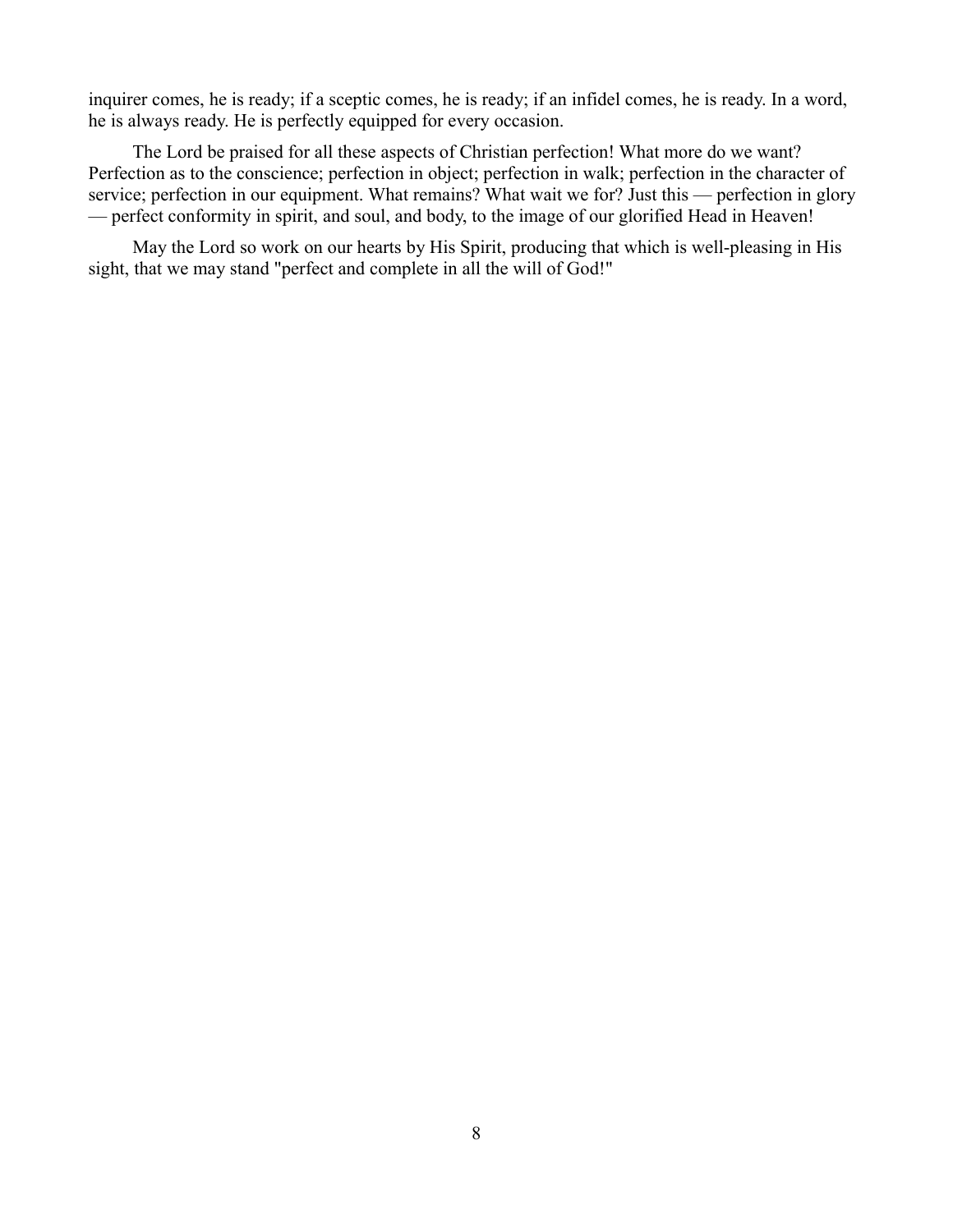inquirer comes, he is ready; if a sceptic comes, he is ready; if an infidel comes, he is ready. In a word, he is always ready. He is perfectly equipped for every occasion.

The Lord be praised for all these aspects of Christian perfection! What more do we want? Perfection as to the conscience; perfection in object; perfection in walk; perfection in the character of service; perfection in our equipment. What remains? What wait we for? Just this — perfection in glory — perfect conformity in spirit, and soul, and body, to the image of our glorified Head in Heaven!

May the Lord so work on our hearts by His Spirit, producing that which is well-pleasing in His sight, that we may stand "perfect and complete in all the will of God!"